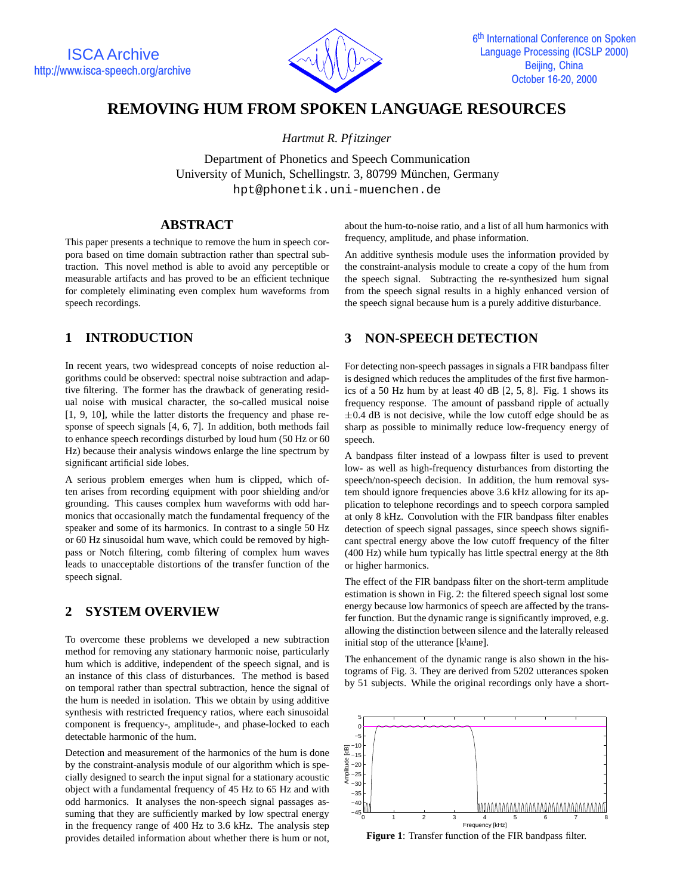# REMOVING HUM FROM SPOKEN LANGUAGE RESOURCES

*Hartmut R. Pfitzinger*

Department of Phonetics and Speech Communication
University of Munich, Schellingstr. 3, 80799 München, Germany
hpt@phonetik.uni-muenchen.de

## ABSTRACT

This paper presents a technique to remove the hum in speech corpora based on time domain subtraction rather than spectral subtraction. This novel method is able to avoid any perceptible or measurable artifacts and has proved to be an efficient technique for completely eliminating even complex hum waveforms from speech recordings.

## 1 INTRODUCTION

In recent years, two widespread concepts of noise reduction algorithms could be observed: spectral noise subtraction and adaptive filtering. The former has the drawback of generating residual noise with musical character, the so-called musical noise [1, 9, 10], while the latter distorts the frequency and phase response of speech signals [4, 6, 7]. In addition, both methods fail to enhance speech recordings disturbed by loud hum (50 Hz or 60 Hz) because their analysis windows enlarge the line spectrum by significant artificial side lobes.

A serious problem emerges when hum is clipped, which often arises from recording equipment with poor shielding and/or grounding. This causes complex hum waveforms with odd harmonics that occasionally match the fundamental frequency of the speaker and some of its harmonics. In contrast to a single 50 Hz or 60 Hz sinusoidal hum wave, which could be removed by high-pass or Notch filtering, comb filtering of complex hum waves leads to unacceptable distortions of the transfer function of the speech signal.

## 2 SYSTEM OVERVIEW

To overcome these problems we developed a new subtraction method for removing any stationary harmonic noise, particularly hum which is additive, independent of the speech signal, and is an instance of this class of disturbances. The method is based on temporal rather than spectral subtraction, hence the signal of the hum is needed in isolation. This we obtain by using additive synthesis with restricted frequency ratios, where each sinusoidal component is frequency-, amplitude-, and phase-locked to each detectable harmonic of the hum.

Detection and measurement of the harmonics of the hum is done by the constraint-analysis module of our algorithm which is specially designed to search the input signal for a stationary acoustic object with a fundamental frequency of 45 Hz to 65 Hz and with odd harmonics. It analyses the non-speech signal passages assuming that they are sufficiently marked by low spectral energy in the frequency range of 400 Hz to 3.6 kHz. The analysis step provides detailed information about whether there is hum or not, about the hum-to-noise ratio, and a list of all hum harmonics with frequency, amplitude, and phase information.

An additive synthesis module uses the information provided by the constraint-analysis module to create a copy of the hum from the speech signal. Subtracting the re-synthesized hum signal from the speech signal results in a highly enhanced version of the speech signal because hum is a purely additive disturbance.

## 3 NON-SPEECH DETECTION

For detecting non-speech passages in signals a FIR bandpass filter is designed which reduces the amplitudes of the first five harmonics of a 50 Hz hum by at least 40 dB [2, 5, 8]. Fig. 1 shows its frequency response. The amount of passband ripple of actually $\pm 0.4$ dB is not decisive, while the low cutoff edge should be as sharp as possible to minimally reduce low-frequency energy of speech.

A bandpass filter instead of a lowpass filter is used to prevent low- as well as high-frequency disturbances from distorting the speech/non-speech decision. In addition, the hum removal system should ignore frequencies above 3.6 kHz allowing for its application to telephone recordings and to speech corpora sampled at only 8 kHz. Convolution with the FIR bandpass filter enables detection of speech signal passages, since speech shows significant spectral energy above the low cutoff frequency of the filter (400 Hz) while hum typically has little spectral energy at the 8th or higher harmonics.

The effect of the FIR bandpass filter on the short-term amplitude estimation is shown in Fig. 2: the filtered speech signal lost some energy because low harmonics of speech are affected by the transfer function. But the dynamic range is significantly improved, e.g. allowing the distinction between silence and the laterally released initial stop of the utterance [kˡaɪnɐ].

The enhancement of the dynamic range is also shown in the histograms of Fig. 3. They are derived from 5202 utterances spoken by 51 subjects. While the original recordings only have a short-

**Figure 1**: Transfer function of the FIR bandpass filter.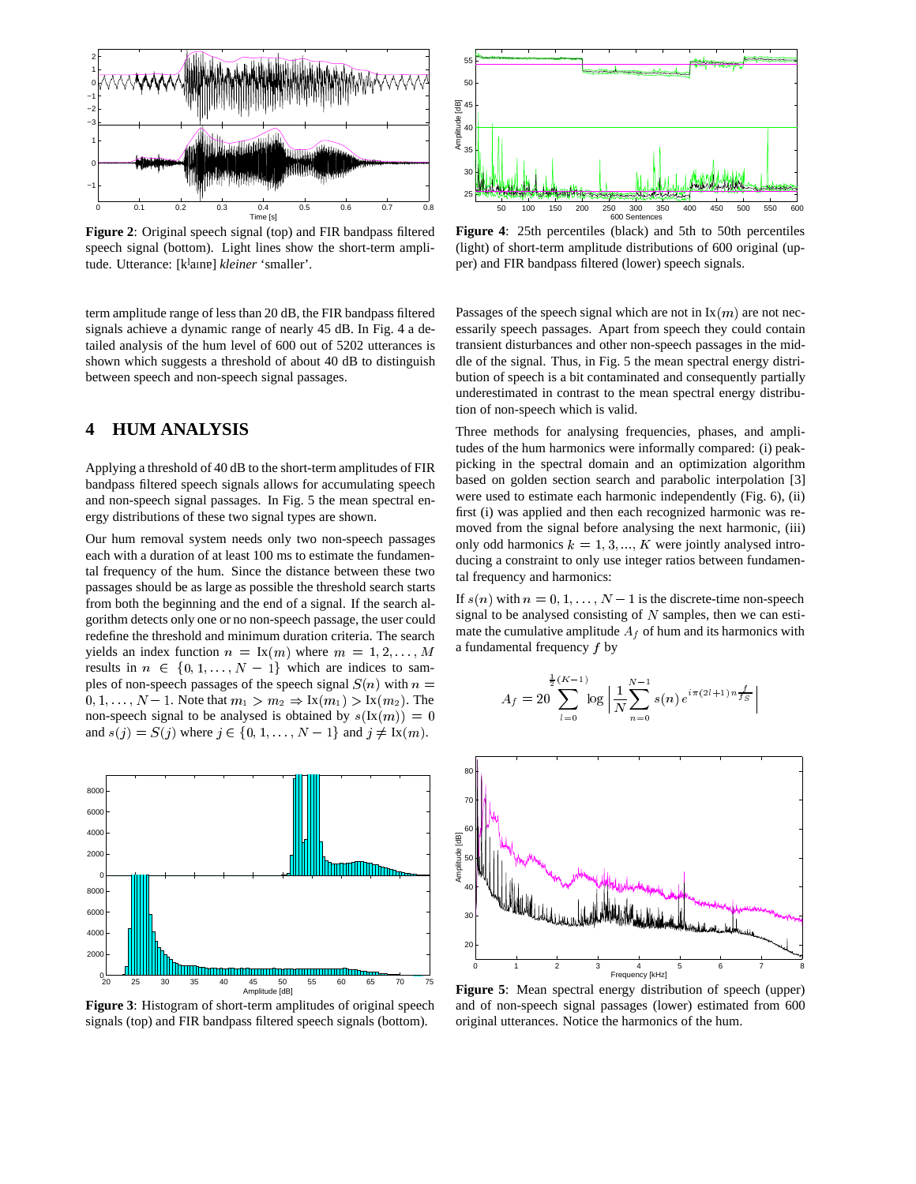**Figure 2**: Original speech signal (top) and FIR bandpass filtered speech signal (bottom). Light lines show the short-term amplitude. Utterance: [kˈlaɪnɐ] *kleiner* 'smaller'.

term amplitude range of less than 20 dB, the FIR bandpass filtered signals achieve a dynamic range of nearly 45 dB. In Fig. 4 a detailed analysis of the hum level of 600 out of 5202 utterances is shown which suggests a threshold of about 40 dB to distinguish between speech and non-speech signal passages.

## 4 HUM ANALYSIS

Applying a threshold of 40 dB to the short-term amplitudes of FIR bandpass filtered speech signals allows for accumulating speech and non-speech signal passages. In Fig. 5 the mean spectral energy distributions of these two signal types are shown.

Our hum removal system needs only two non-speech passages each with a duration of at least 100 ms to estimate the fundamental frequency of the hum. Since the distance between these two passages should be as large as possible the threshold search starts from both the beginning and the end of a signal. If the search algorithm detects only one or no non-speech passage, the user could redefine the threshold and minimum duration criteria. The search yields an index function $n = \mathrm{Ix}(m)$ where $m = 1, 2, \ldots, M$ results in $n \in \{0, 1, \ldots, N-1\}$ which are indices to samples of non-speech passages of the speech signal $S(n)$ with $n = 0, 1, \ldots, N-1$. Note that $m_1 > m_2 \Rightarrow \mathrm{Ix}(m_1) > \mathrm{Ix}(m_2)$. The non-speech signal to be analysed is obtained by $s(\mathrm{Ix}(m)) = 0$ and $s(j) = S(j)$ where $j \in \{0, 1, \ldots, N-1\}$ and $j \neq \mathrm{Ix}(m)$.

**Figure 3**: Histogram of short-term amplitudes of original speech signals (top) and FIR bandpass filtered speech signals (bottom).

**Figure 4**: 25th percentiles (black) and 5th to 50th percentiles (light) of short-term amplitude distributions of 600 original (upper) and FIR bandpass filtered (lower) speech signals.

Passages of the speech signal which are not in $\mathrm{Ix}(m)$ are not necessarily speech passages. Apart from speech they could contain transient disturbances and other non-speech passages in the middle of the signal. Thus, in Fig. 5 the mean spectral energy distribution of speech is a bit contaminated and consequently partially underestimated in contrast to the mean spectral energy distribution of non-speech which is valid.

Three methods for analysing frequencies, phases, and amplitudes of the hum harmonics were informally compared: (i) peak-picking in the spectral domain and an optimization algorithm based on golden section search and parabolic interpolation [3] were used to estimate each harmonic independently (Fig. 6), (ii) first (i) was applied and then each recognized harmonic was removed from the signal before analysing the next harmonic, (iii) only odd harmonics $k = 1, 3, \ldots, K$ were jointly analysed introducing a constraint to only use integer ratios between fundamental frequency and harmonics:

If $s(n)$ with $n = 0, 1, \ldots, N-1$ is the discrete-time non-speech signal to be analysed consisting of $N$ samples, then we can estimate the cumulative amplitude $A_f$ of hum and its harmonics with a fundamental frequency $f$ by

$$A_f = 20 \sum_{l=0}^{\frac{1}{2}(K-1)} \log \left| \frac{1}{N} \sum_{n=0}^{N-1} s(n)\, e^{i\pi(2l+1)n\frac{f}{f_S}} \right|$$

**Figure 5**: Mean spectral energy distribution of speech (upper) and of non-speech signal passages (lower) estimated from 600 original utterances. Notice the harmonics of the hum.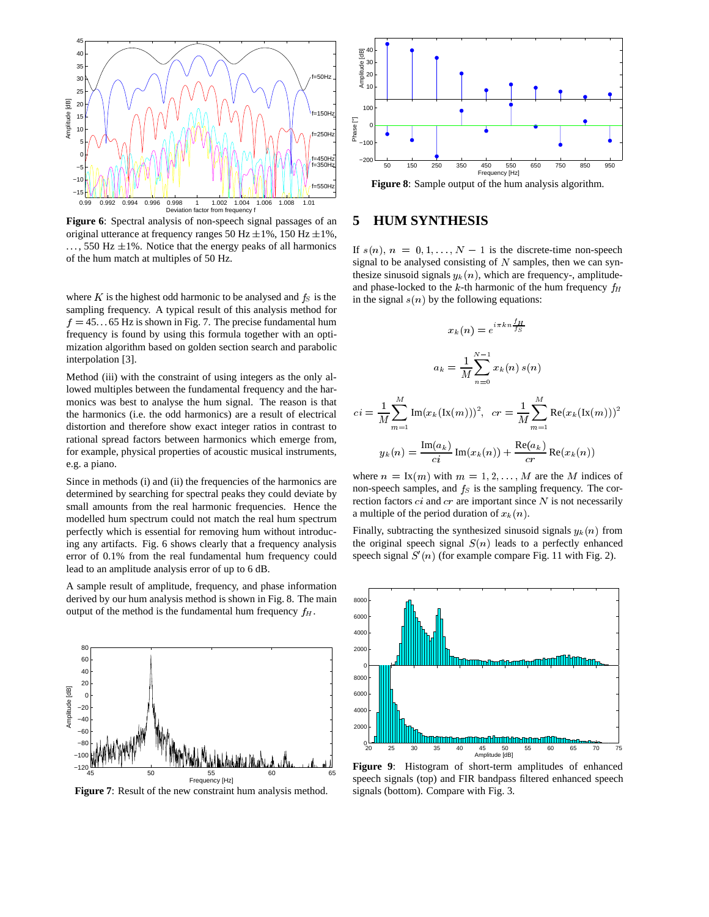**Figure 6**: Spectral analysis of non-speech signal passages of an original utterance at frequency ranges 50 Hz ±1%, 150 Hz ±1%, ..., 550 Hz ±1%. Notice that the energy peaks of all harmonics of the hum match at multiples of 50 Hz.

where $K$ is the highest odd harmonic to be analysed and $f_S$ is the sampling frequency. A typical result of this analysis method for $f = 45 \ldots 65$ Hz is shown in Fig. 7. The precise fundamental hum frequency is found by using this formula together with an optimization algorithm based on golden section search and parabolic interpolation [3].

Method (iii) with the constraint of using integers as the only allowed multiples between the fundamental frequency and the harmonics was best to analyse the hum signal. The reason is that the harmonics (i.e. the odd harmonics) are a result of electrical distortion and therefore show exact integer ratios in contrast to rational spread factors between harmonics which emerge from, for example, physical properties of acoustic musical instruments, e.g. a piano.

Since in methods (i) and (ii) the frequencies of the harmonics are determined by searching for spectral peaks they could deviate by small amounts from the real harmonic frequencies. Hence the modelled hum spectrum could not match the real hum spectrum perfectly which is essential for removing hum without introducing any artifacts. Fig. 6 shows clearly that a frequency analysis error of 0.1% from the real fundamental hum frequency could lead to an amplitude analysis error of up to 6 dB.

A sample result of amplitude, frequency, and phase information derived by our hum analysis method is shown in Fig. 8. The main output of the method is the fundamental hum frequency $f_H$.

**Figure 7**: Result of the new constraint hum analysis method.

**Figure 8**: Sample output of the hum analysis algorithm.

## 5 HUM SYNTHESIS

If $s(n)$, $n = 0, 1, \ldots, N-1$ is the discrete-time non-speech signal to be analysed consisting of $N$ samples, then we can synthesize sinusoid signals $y_k(n)$, which are frequency-, amplitude- and phase-locked to the $k$-th harmonic of the hum frequency $f_H$ in the signal $s(n)$ by the following equations:

$$x_k(n) = e^{i\pi k n \frac{f_H}{f_S}}$$

$$a_k = \frac{1}{M}\sum_{n=0}^{N-1} x_k(n)\, s(n)$$

$$ci = \frac{1}{M}\sum_{m=1}^{M} \mathrm{Im}(x_k(\mathrm{Ix}(m)))^2, \quad cr = \frac{1}{M}\sum_{m=1}^{M} \mathrm{Re}(x_k(\mathrm{Ix}(m)))^2$$

$$y_k(n) = \frac{\mathrm{Im}(a_k)}{ci}\,\mathrm{Im}(x_k(n)) + \frac{\mathrm{Re}(a_k)}{cr}\,\mathrm{Re}(x_k(n))$$

where $n = \mathrm{Ix}(m)$ with $m = 1, 2, \ldots, M$ are the $M$ indices of non-speech samples, and $f_S$ is the sampling frequency. The correction factors $ci$ and $cr$ are important since $N$ is not necessarily a multiple of the period duration of $x_k(n)$.

Finally, subtracting the synthesized sinusoid signals $y_k(n)$ from the original speech signal $S(n)$ leads to a perfectly enhanced speech signal $S'(n)$ (for example compare Fig. 11 with Fig. 2).

**Figure 9**: Histogram of short-term amplitudes of enhanced speech signals (top) and FIR bandpass filtered enhanced speech signals (bottom). Compare with Fig. 3.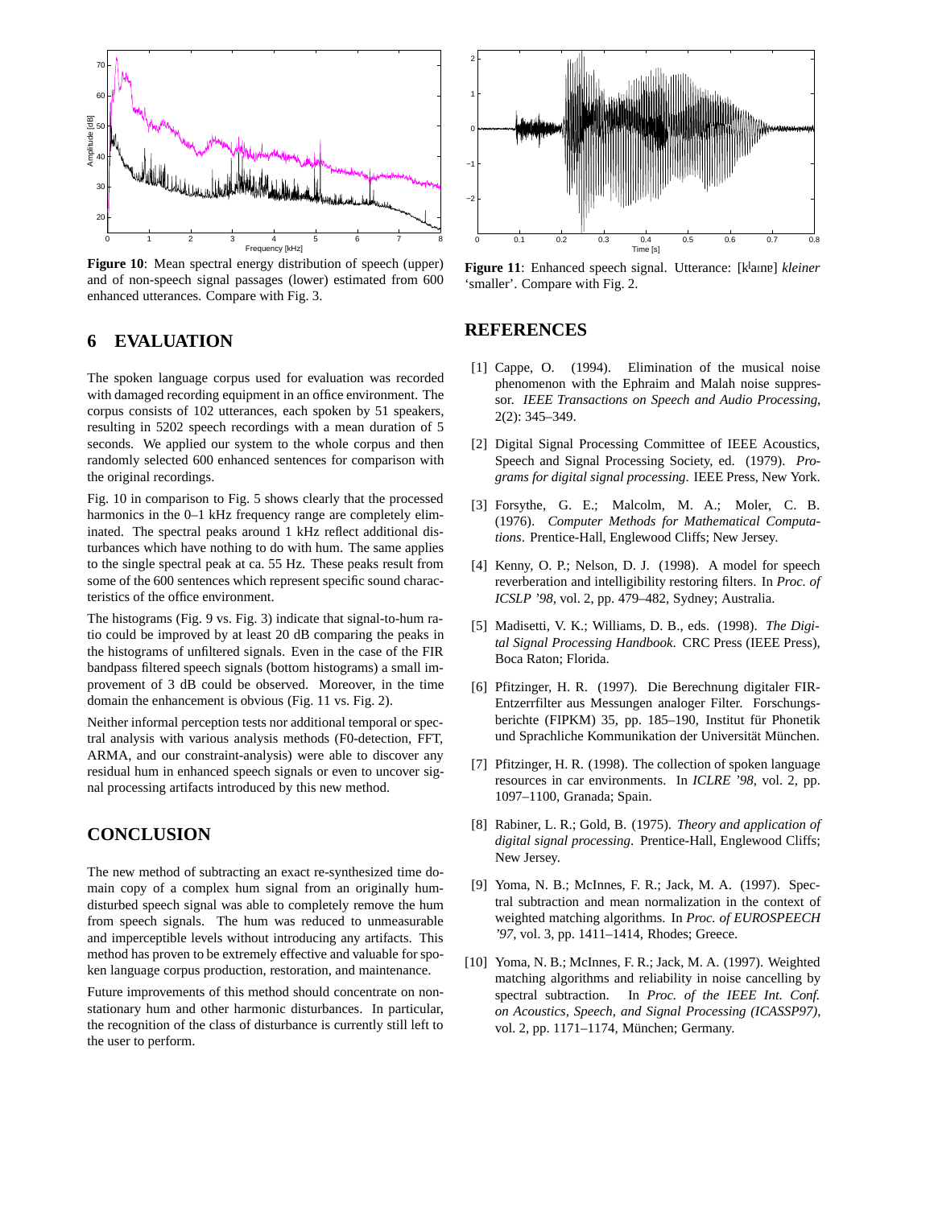70
60
50
40
30
20
Amplitude [dB]
0 1 2 3 4 5 6 7 8
Frequency [kHz]

**Figure 10**: Mean spectral energy distribution of speech (upper) and of non-speech signal passages (lower) estimated from 600 enhanced utterances. Compare with Fig. 3.

2
1
0
−1
−2
0 0.1 0.2 0.3 0.4 0.5 0.6 0.7 0.8
Time [s]

**Figure 11**: Enhanced speech signal. Utterance: [kˈlaınɐ] *kleiner* 'smaller'. Compare with Fig. 2.

## 6 EVALUATION

The spoken language corpus used for evaluation was recorded with damaged recording equipment in an office environment. The corpus consists of 102 utterances, each spoken by 51 speakers, resulting in 5202 speech recordings with a mean duration of 5 seconds. We applied our system to the whole corpus and then randomly selected 600 enhanced sentences for comparison with the original recordings.

Fig. 10 in comparison to Fig. 5 shows clearly that the processed harmonics in the 0–1 kHz frequency range are completely eliminated. The spectral peaks around 1 kHz reflect additional disturbances which have nothing to do with hum. The same applies to the single spectral peak at ca. 55 Hz. These peaks result from some of the 600 sentences which represent specific sound characteristics of the office environment.

The histograms (Fig. 9 vs. Fig. 3) indicate that signal-to-hum ratio could be improved by at least 20 dB comparing the peaks in the histograms of unfiltered signals. Even in the case of the FIR bandpass filtered speech signals (bottom histograms) a small improvement of 3 dB could be observed. Moreover, in the time domain the enhancement is obvious (Fig. 11 vs. Fig. 2).

Neither informal perception tests nor additional temporal or spectral analysis with various analysis methods (F0-detection, FFT, ARMA, and our constraint-analysis) were able to discover any residual hum in enhanced speech signals or even to uncover signal processing artifacts introduced by this new method.

## CONCLUSION

The new method of subtracting an exact re-synthesized time domain copy of a complex hum signal from an originally hum-disturbed speech signal was able to completely remove the hum from speech signals. The hum was reduced to unmeasurable and imperceptible levels without introducing any artifacts. This method has proven to be extremely effective and valuable for spoken language corpus production, restoration, and maintenance.

Future improvements of this method should concentrate on non-stationary hum and other harmonic disturbances. In particular, the recognition of the class of disturbance is currently still left to the user to perform.

## REFERENCES

[1] Cappe, O. (1994). Elimination of the musical noise phenomenon with the Ephraim and Malah noise suppressor. *IEEE Transactions on Speech and Audio Processing*, 2(2): 345–349.

[2] Digital Signal Processing Committee of IEEE Acoustics, Speech and Signal Processing Society, ed. (1979). *Programs for digital signal processing*. IEEE Press, New York.

[3] Forsythe, G. E.; Malcolm, M. A.; Moler, C. B. (1976). *Computer Methods for Mathematical Computations*. Prentice-Hall, Englewood Cliffs; New Jersey.

[4] Kenny, O. P.; Nelson, D. J. (1998). A model for speech reverberation and intelligibility restoring filters. In *Proc. of ICSLP '98*, vol. 2, pp. 479–482, Sydney; Australia.

[5] Madisetti, V. K.; Williams, D. B., eds. (1998). *The Digital Signal Processing Handbook*. CRC Press (IEEE Press), Boca Raton; Florida.

[6] Pfitzinger, H. R. (1997). Die Berechnung digitaler FIR-Entzerrfilter aus Messungen analoger Filter. Forschungsberichte (FIPKM) 35, pp. 185–190, Institut für Phonetik und Sprachliche Kommunikation der Universität München.

[7] Pfitzinger, H. R. (1998). The collection of spoken language resources in car environments. In *ICLRE '98*, vol. 2, pp. 1097–1100, Granada; Spain.

[8] Rabiner, L. R.; Gold, B. (1975). *Theory and application of digital signal processing*. Prentice-Hall, Englewood Cliffs; New Jersey.

[9] Yoma, N. B.; McInnes, F. R.; Jack, M. A. (1997). Spectral subtraction and mean normalization in the context of weighted matching algorithms. In *Proc. of EUROSPEECH '97*, vol. 3, pp. 1411–1414, Rhodes; Greece.

[10] Yoma, N. B.; McInnes, F. R.; Jack, M. A. (1997). Weighted matching algorithms and reliability in noise cancelling by spectral subtraction. In *Proc. of the IEEE Int. Conf. on Acoustics, Speech, and Signal Processing (ICASSP97)*, vol. 2, pp. 1171–1174, München; Germany.